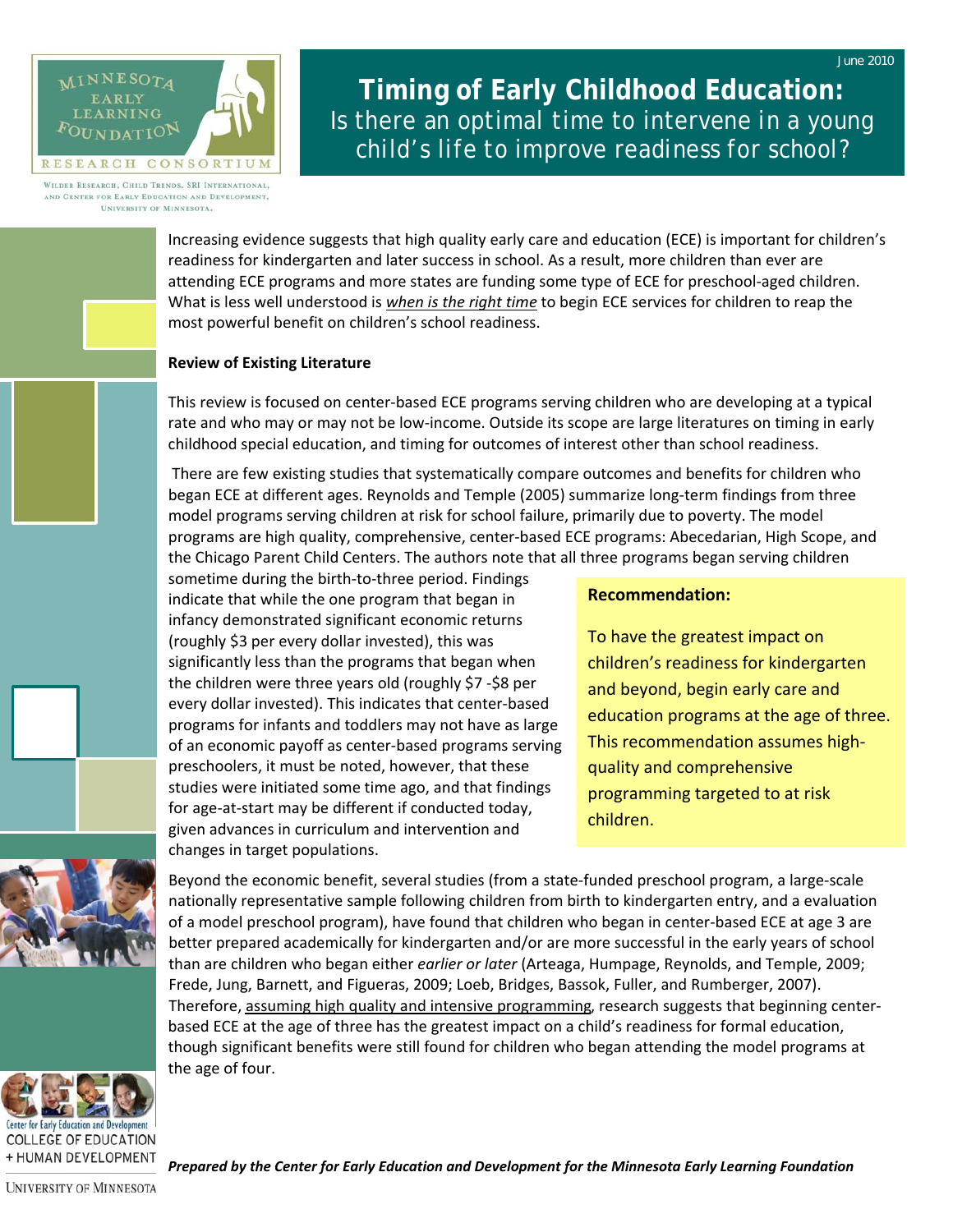# Timing of Early Childhood Education:

## Is there an optimal time to intervene in a young child's life to improve readiness for school?

June 2010

MINNESOTA EARLY LEARNING FOUNDATION RESEARCH CONSORTIUM

Wilder Research, Child Trends, SRI International, and Center for Early Education and Development, University of Minnesota.

Increasing evidence suggests that high quality early care and education (ECE) is important for children's readiness for kindergarten and later success in school. As a result, more children than ever are attending ECE programs and more states are funding some type of ECE for preschool-aged children. What is less well understood is *when is the right time* to begin ECE services for children to reap the most powerful benefit on children's school readiness.

**Review of Existing Literature**

This review is focused on center-based ECE programs serving children who are developing at a typical rate and who may or may not be low-income. Outside its scope are large literatures on timing in early childhood special education, and timing for outcomes of interest other than school readiness.

There are few existing studies that systematically compare outcomes and benefits for children who began ECE at different ages. Reynolds and Temple (2005) summarize long-term findings from three model programs serving children at risk for school failure, primarily due to poverty. The model programs are high quality, comprehensive, center-based ECE programs: Abecedarian, High Scope, and the Chicago Parent Child Centers. The authors note that all three programs began serving children sometime during the birth-to-three period. Findings indicate that while the one program that began in infancy demonstrated significant economic returns (roughly \$3 per every dollar invested), this was significantly less than the programs that began when the children were three years old (roughly \$7 -\$8 per every dollar invested). This indicates that center-based programs for infants and toddlers may not have as large of an economic payoff as center-based programs serving preschoolers, it must be noted, however, that these studies were initiated some time ago, and that findings for age-at-start may be different if conducted today, given advances in curriculum and intervention and changes in target populations.

> **Recommendation:**
>
> To have the greatest impact on children's readiness for kindergarten and beyond, begin early care and education programs at the age of three. This recommendation assumes high-quality and comprehensive programming targeted to at risk children.

Beyond the economic benefit, several studies (from a state-funded preschool program, a large-scale nationally representative sample following children from birth to kindergarten entry, and a evaluation of a model preschool program), have found that children who began in center-based ECE at age 3 are better prepared academically for kindergarten and/or are more successful in the early years of school than are children who began either *earlier or later* (Arteaga, Humpage, Reynolds, and Temple, 2009; Frede, Jung, Barnett, and Figueras, 2009; Loeb, Bridges, Bassok, Fuller, and Rumberger, 2007). Therefore, assuming high quality and intensive programming, research suggests that beginning center-based ECE at the age of three has the greatest impact on a child's readiness for formal education, though significant benefits were still found for children who began attending the model programs at the age of four.

***Prepared by the Center for Early Education and Development for the Minnesota Early Learning Foundation***

Center for Early Education and Development
COLLEGE OF EDUCATION + HUMAN DEVELOPMENT
UNIVERSITY OF MINNESOTA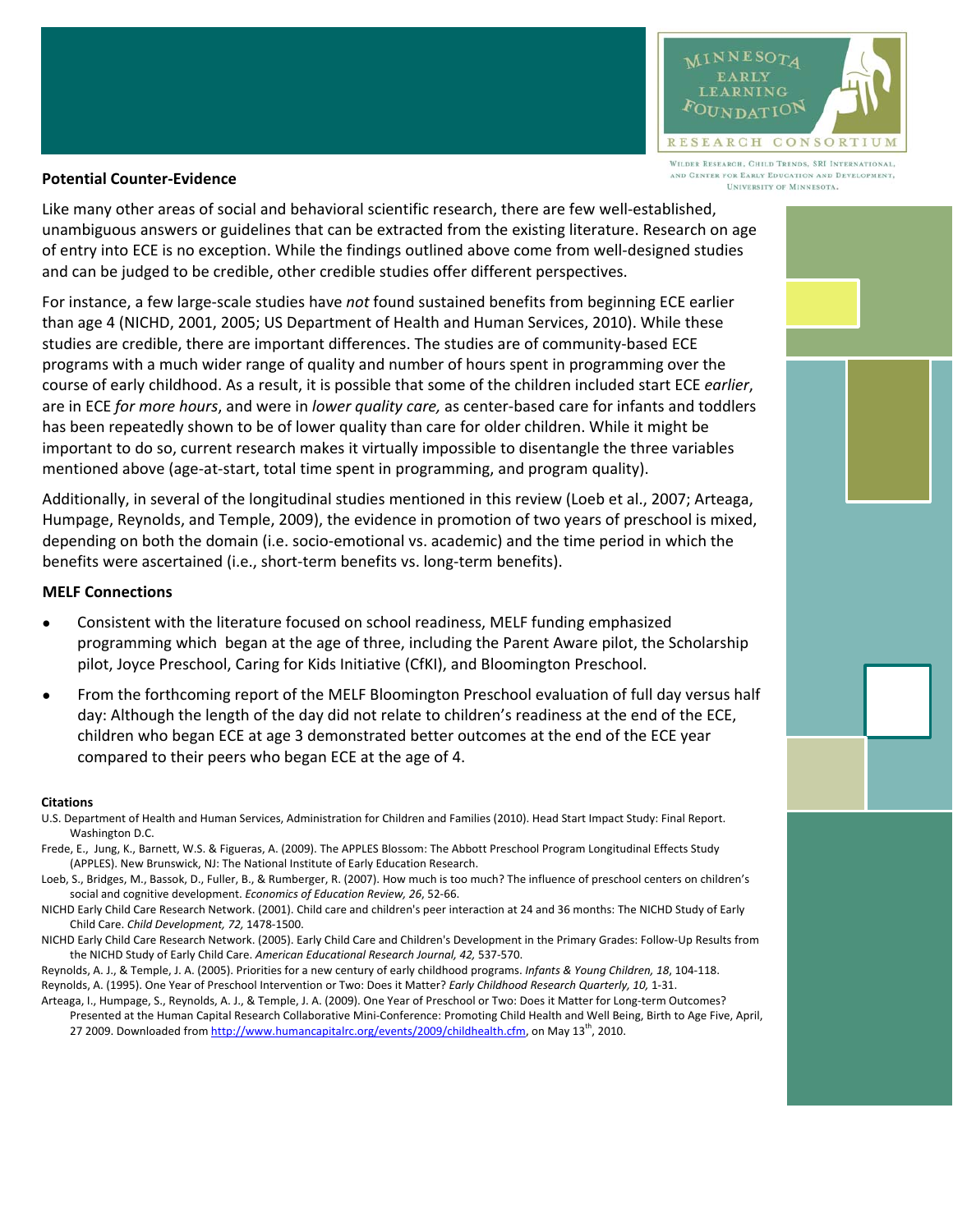## Potential Counter-Evidence

Like many other areas of social and behavioral scientific research, there are few well-established, unambiguous answers or guidelines that can be extracted from the existing literature. Research on age of entry into ECE is no exception. While the findings outlined above come from well-designed studies and can be judged to be credible, other credible studies offer different perspectives.

For instance, a few large-scale studies have *not* found sustained benefits from beginning ECE earlier than age 4 (NICHD, 2001, 2005; US Department of Health and Human Services, 2010). While these studies are credible, there are important differences. The studies are of community-based ECE programs with a much wider range of quality and number of hours spent in programming over the course of early childhood. As a result, it is possible that some of the children included start ECE *earlier*, are in ECE *for more hours*, and were in *lower quality care,* as center-based care for infants and toddlers has been repeatedly shown to be of lower quality than care for older children. While it might be important to do so, current research makes it virtually impossible to disentangle the three variables mentioned above (age-at-start, total time spent in programming, and program quality).

Additionally, in several of the longitudinal studies mentioned in this review (Loeb et al., 2007; Arteaga, Humpage, Reynolds, and Temple, 2009), the evidence in promotion of two years of preschool is mixed, depending on both the domain (i.e. socio-emotional vs. academic) and the time period in which the benefits were ascertained (i.e., short-term benefits vs. long-term benefits).

## MELF Connections

- Consistent with the literature focused on school readiness, MELF funding emphasized programming which began at the age of three, including the Parent Aware pilot, the Scholarship pilot, Joyce Preschool, Caring for Kids Initiative (CfKI), and Bloomington Preschool.
- From the forthcoming report of the MELF Bloomington Preschool evaluation of full day versus half day: Although the length of the day did not relate to children's readiness at the end of the ECE, children who began ECE at age 3 demonstrated better outcomes at the end of the ECE year compared to their peers who began ECE at the age of 4.

### Citations

U.S. Department of Health and Human Services, Administration for Children and Families (2010). Head Start Impact Study: Final Report. Washington D.C.

Frede, E., Jung, K., Barnett, W.S. & Figueras, A. (2009). The APPLES Blossom: The Abbott Preschool Program Longitudinal Effects Study (APPLES). New Brunswick, NJ: The National Institute of Early Education Research.

Loeb, S., Bridges, M., Bassok, D., Fuller, B., & Rumberger, R. (2007). How much is too much? The influence of preschool centers on children's social and cognitive development. *Economics of Education Review, 26*, 52-66.

NICHD Early Child Care Research Network. (2001). Child care and children's peer interaction at 24 and 36 months: The NICHD Study of Early Child Care. *Child Development, 72,* 1478-1500.

NICHD Early Child Care Research Network. (2005). Early Child Care and Children's Development in the Primary Grades: Follow-Up Results from the NICHD Study of Early Child Care. *American Educational Research Journal, 42,* 537-570.

Reynolds, A. J., & Temple, J. A. (2005). Priorities for a new century of early childhood programs. *Infants & Young Children, 18*, 104-118.

Reynolds, A. (1995). One Year of Preschool Intervention or Two: Does it Matter? *Early Childhood Research Quarterly, 10,* 1-31.

Arteaga, I., Humpage, S., Reynolds, A. J., & Temple, J. A. (2009). One Year of Preschool or Two: Does it Matter for Long-term Outcomes? Presented at the Human Capital Research Collaborative Mini-Conference: Promoting Child Health and Well Being, Birth to Age Five, April, 27 2009. Downloaded from http://www.humancapitalrc.org/events/2009/childhealth.cfm, on May 13th, 2010.